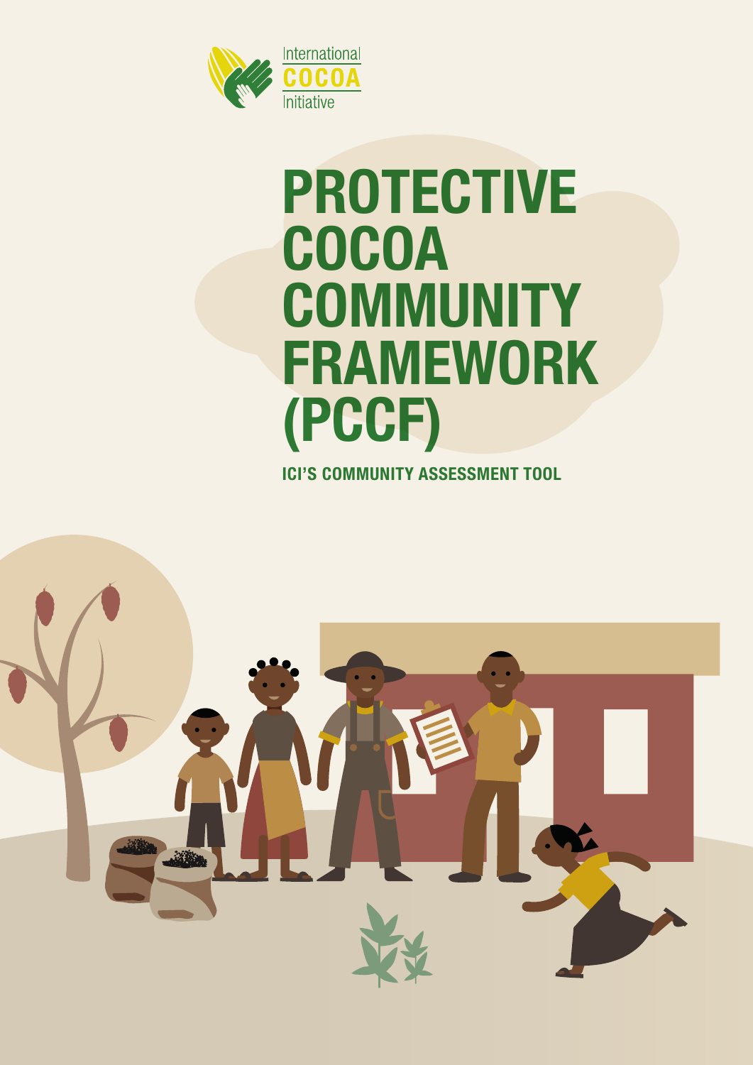International COCOA Initiative

# PROTECTIVE COCOA COMMUNITY FRAMEWORK (PCCF)

**ICI'S COMMUNITY ASSESSMENT TOOL**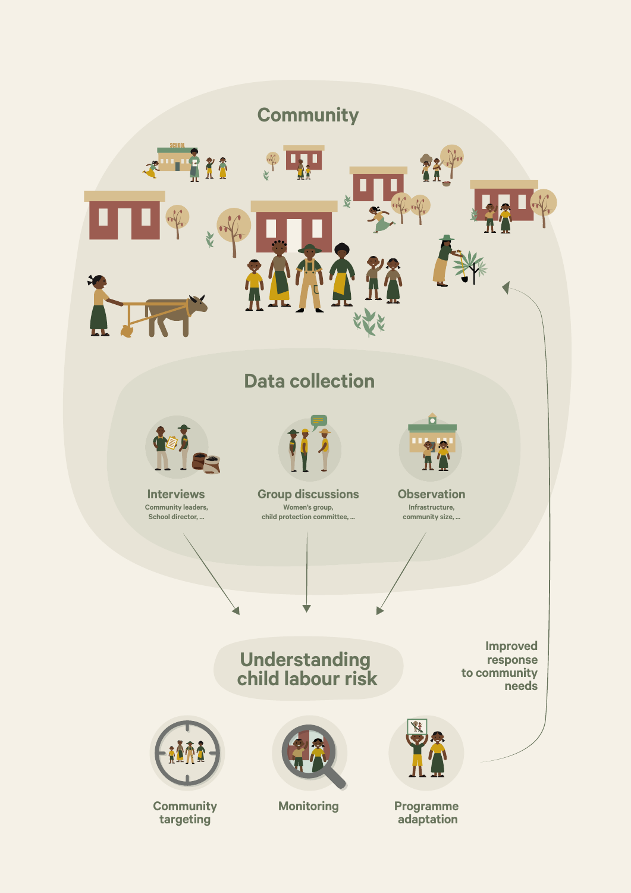## Community

## Data collection

**Interviews**
Community leaders, School director, ...

**Group discussions**
Women's group, child protection committee, ...

**Observation**
Infrastructure, community size, ...

## Understanding child labour risk

Community targeting

Monitoring

Programme adaptation

Improved response to community needs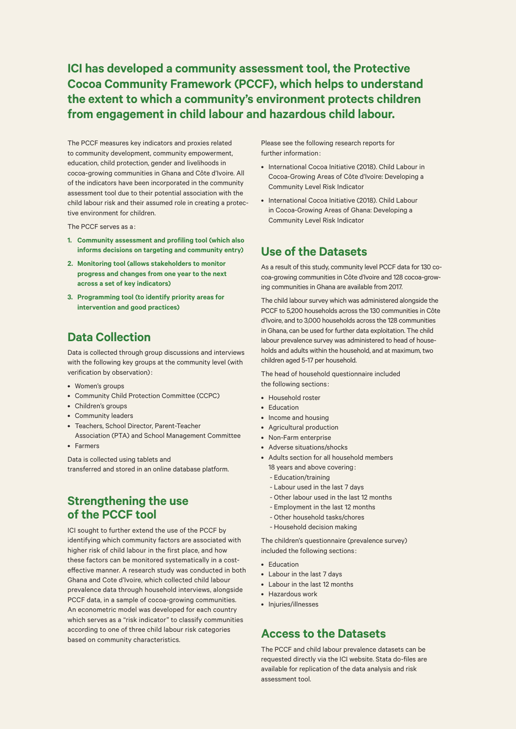**ICI has developed a community assessment tool, the Protective Cocoa Community Framework (PCCF), which helps to understand the extent to which a community's environment protects children from engagement in child labour and hazardous child labour.**

The PCCF measures key indicators and proxies related to community development, community empowerment, education, child protection, gender and livelihoods in cocoa-growing communities in Ghana and Côte d'Ivoire. All of the indicators have been incorporated in the community assessment tool due to their potential association with the child labour risk and their assumed role in creating a protective environment for children.

The PCCF serves as a:

1. **Community assessment and profiling tool (which also informs decisions on targeting and community entry)**
2. **Monitoring tool (allows stakeholders to monitor progress and changes from one year to the next across a set of key indicators)**
3. **Programming tool (to identify priority areas for intervention and good practices)**

## Data Collection

Data is collected through group discussions and interviews with the following key groups at the community level (with verification by observation):

- Women's groups
- Community Child Protection Committee (CCPC)
- Children's groups
- Community leaders
- Teachers, School Director, Parent-Teacher Association (PTA) and School Management Committee
- Farmers

Data is collected using tablets and transferred and stored in an online database platform.

## Strengthening the use of the PCCF tool

ICI sought to further extend the use of the PCCF by identifying which community factors are associated with higher risk of child labour in the first place, and how these factors can be monitored systematically in a cost-effective manner. A research study was conducted in both Ghana and Cote d'Ivoire, which collected child labour prevalence data through household interviews, alongside PCCF data, in a sample of cocoa-growing communities. An econometric model was developed for each country which serves as a "risk indicator" to classify communities according to one of three child labour risk categories based on community characteristics.

Please see the following research reports for further information:

- International Cocoa Initiative (2018). Child Labour in Cocoa-Growing Areas of Côte d'Ivoire: Developing a Community Level Risk Indicator
- International Cocoa Initiative (2018). Child Labour in Cocoa-Growing Areas of Ghana: Developing a Community Level Risk Indicator

## Use of the Datasets

As a result of this study, community level PCCF data for 130 cocoa-growing communities in Côte d'Ivoire and 128 cocoa-growing communities in Ghana are available from 2017.

The child labour survey which was administered alongside the PCCF to 5,200 households across the 130 communities in Côte d'Ivoire, and to 3,000 households across the 128 communities in Ghana, can be used for further data exploitation. The child labour prevalence survey was administered to head of households and adults within the household, and at maximum, two children aged 5-17 per household.

The head of household questionnaire included the following sections:

- Household roster
- Education
- Income and housing
- Agricultural production
- Non-Farm enterprise
- Adverse situations/shocks
- Adults section for all household members 18 years and above covering:
  - Education/training
  - Labour used in the last 7 days
  - Other labour used in the last 12 months
  - Employment in the last 12 months
  - Other household tasks/chores
  - Household decision making

The children's questionnaire (prevalence survey) included the following sections:

- Education
- Labour in the last 7 days
- Labour in the last 12 months
- Hazardous work
- Injuries/illnesses

## Access to the Datasets

The PCCF and child labour prevalence datasets can be requested directly via the ICI website. Stata do-files are available for replication of the data analysis and risk assessment tool.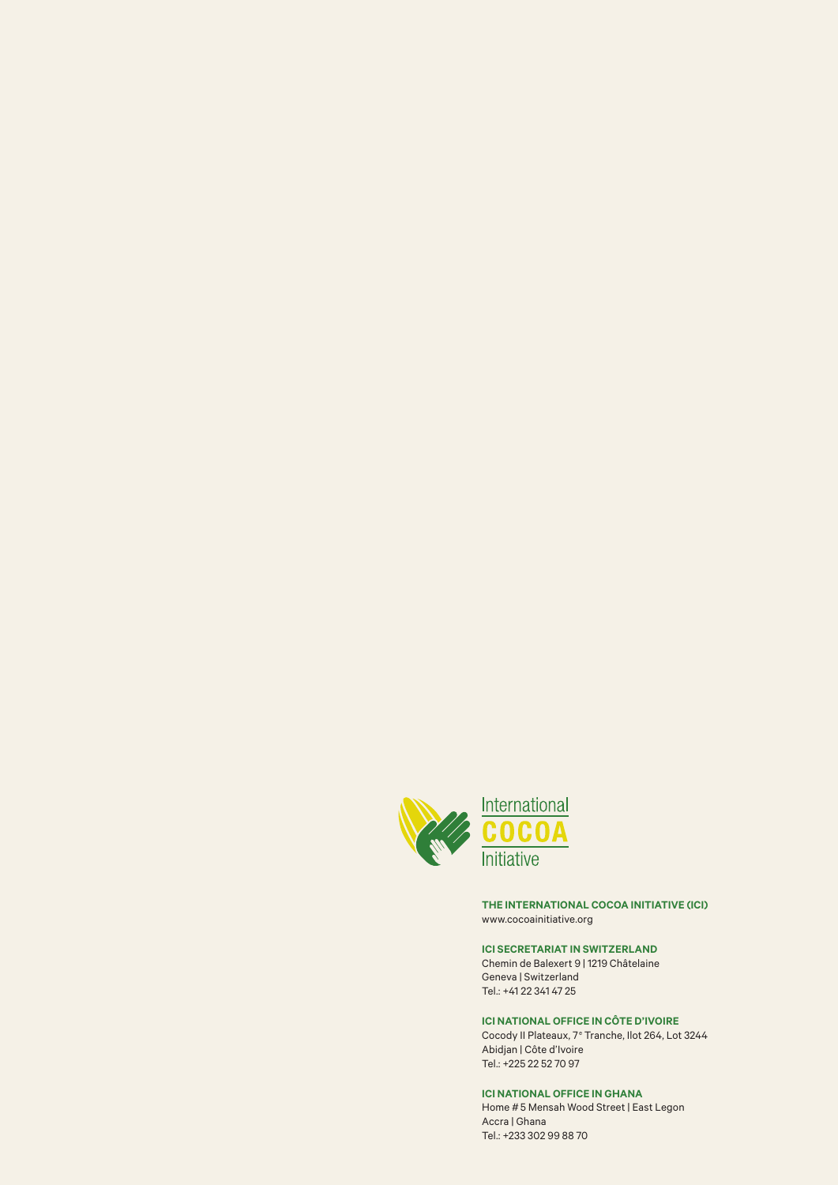International
COCOA
Initiative

**THE INTERNATIONAL COCOA INITIATIVE (ICI)**
www.cocoainitiative.org

**ICI SECRETARIAT IN SWITZERLAND**
Chemin de Balexert 9 | 1219 Châtelaine
Geneva | Switzerland
Tel.: +41 22 341 47 25

**ICI NATIONAL OFFICE IN CÔTE D'IVOIRE**
Cocody II Plateaux, 7ᵉ Tranche, Ilot 264, Lot 3244
Abidjan | Côte d'Ivoire
Tel.: +225 22 52 70 97

**ICI NATIONAL OFFICE IN GHANA**
Home # 5 Mensah Wood Street | East Legon
Accra | Ghana
Tel.: +233 302 99 88 70